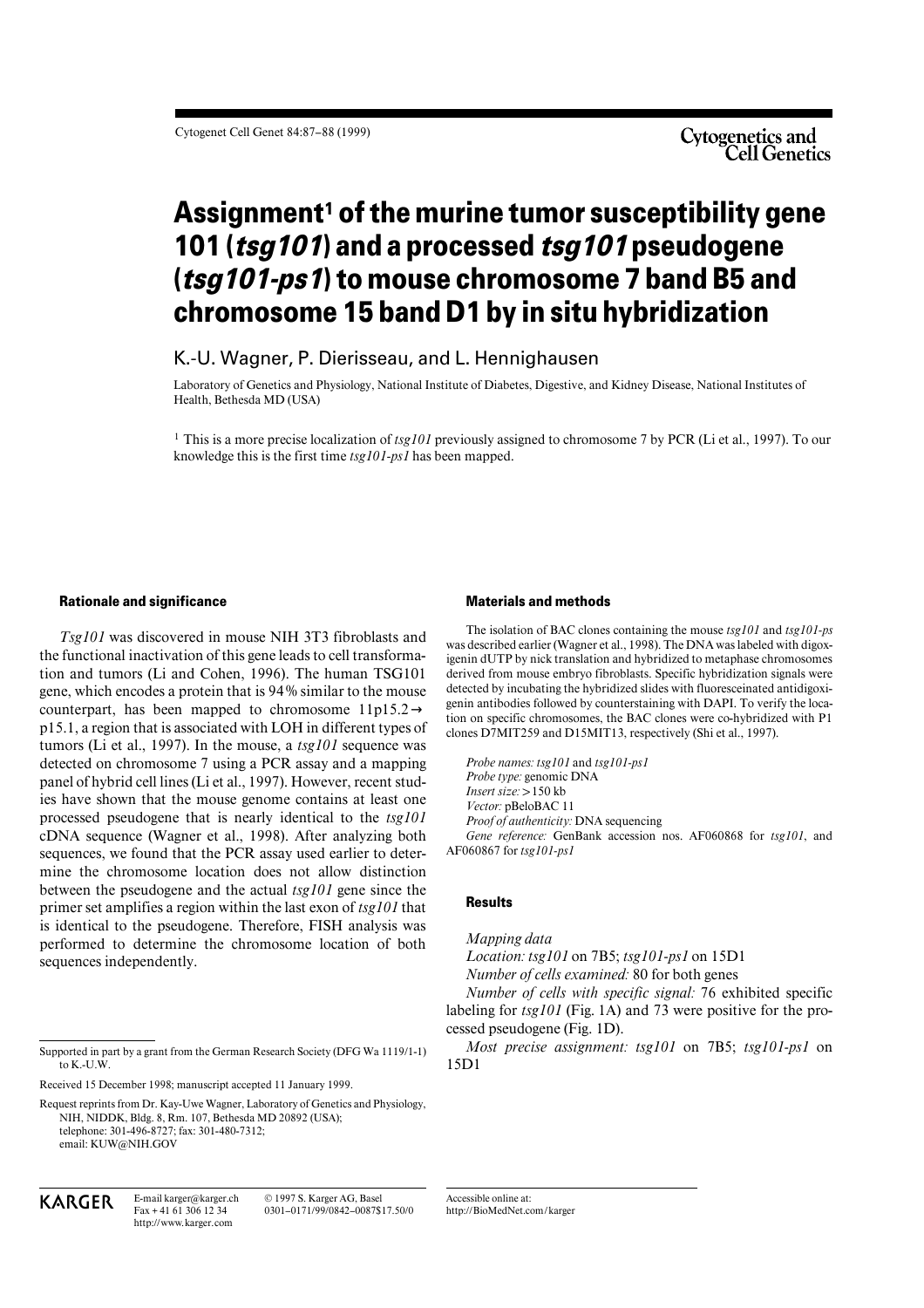# Assignment[1] of the murine tumor susceptibility gene 101 (*tsg101*) and a processed *tsg101* pseudogene (*tsg101-ps1*) to mouse chromosome 7 band B5 and chromosome 15 band D1 by in situ hybridization

K.-U. Wagner, P. Dierisseau, and L. Hennighausen

Laboratory of Genetics and Physiology, National Institute of Diabetes, Digestive, and Kidney Disease, National Institutes of Health, Bethesda MD (USA)

[1] This is a more precise localization of *tsg101* previously assigned to chromosome 7 by PCR (Li et al., 1997). To our knowledge this is the first time *tsg101-ps1* has been mapped.

## Rationale and significance

*Tsg101* was discovered in mouse NIH 3T3 fibroblasts and the functional inactivation of this gene leads to cell transformation and tumors (Li and Cohen, 1996). The human TSG101 gene, which encodes a protein that is 94% similar to the mouse counterpart, has been mapped to chromosome 11p15.2→p15.1, a region that is associated with LOH in different types of tumors (Li et al., 1997). In the mouse, a *tsg101* sequence was detected on chromosome 7 using a PCR assay and a mapping panel of hybrid cell lines (Li et al., 1997). However, recent studies have shown that the mouse genome contains at least one processed pseudogene that is nearly identical to the *tsg101* cDNA sequence (Wagner et al., 1998). After analyzing both sequences, we found that the PCR assay used earlier to determine the chromosome location does not allow distinction between the pseudogene and the actual *tsg101* gene since the primer set amplifies a region within the last exon of *tsg101* that is identical to the pseudogene. Therefore, FISH analysis was performed to determine the chromosome location of both sequences independently.

## Materials and methods

The isolation of BAC clones containing the mouse *tsg101* and *tsg101-ps* was described earlier (Wagner et al., 1998). The DNA was labeled with digoxigenin dUTP by nick translation and hybridized to metaphase chromosomes derived from mouse embryo fibroblasts. Specific hybridization signals were detected by incubating the hybridized slides with fluoresceinated antidigoxigenin antibodies followed by counterstaining with DAPI. To verify the location on specific chromosomes, the BAC clones were co-hybridized with P1 clones D7MIT259 and D15MIT13, respectively (Shi et al., 1997).

*Probe names:* *tsg101* and *tsg101-ps1*
*Probe type:* genomic DNA
*Insert size:* >150 kb
*Vector:* pBeloBAC 11
*Proof of authenticity:* DNA sequencing
*Gene reference:* GenBank accession nos. AF060868 for *tsg101*, and AF060867 for *tsg101-ps1*

## Results

*Mapping data*

*Location:* *tsg101* on 7B5; *tsg101-ps1* on 15D1

*Number of cells examined:* 80 for both genes

*Number of cells with specific signal:* 76 exhibited specific labeling for *tsg101* (Fig. 1A) and 73 were positive for the processed pseudogene (Fig. 1D).

*Most precise assignment:* *tsg101* on 7B5; *tsg101-ps1* on 15D1

Supported in part by a grant from the German Research Society (DFG Wa 1119/1-1) to K.-U.W.

Received 15 December 1998; manuscript accepted 11 January 1999.

Request reprints from Dr. Kay-Uwe Wagner, Laboratory of Genetics and Physiology, NIH, NIDDK, Bldg. 8, Rm. 107, Bethesda MD 20892 (USA); telephone: 301-496-8727; fax: 301-480-7312; email: KUW@NIH.GOV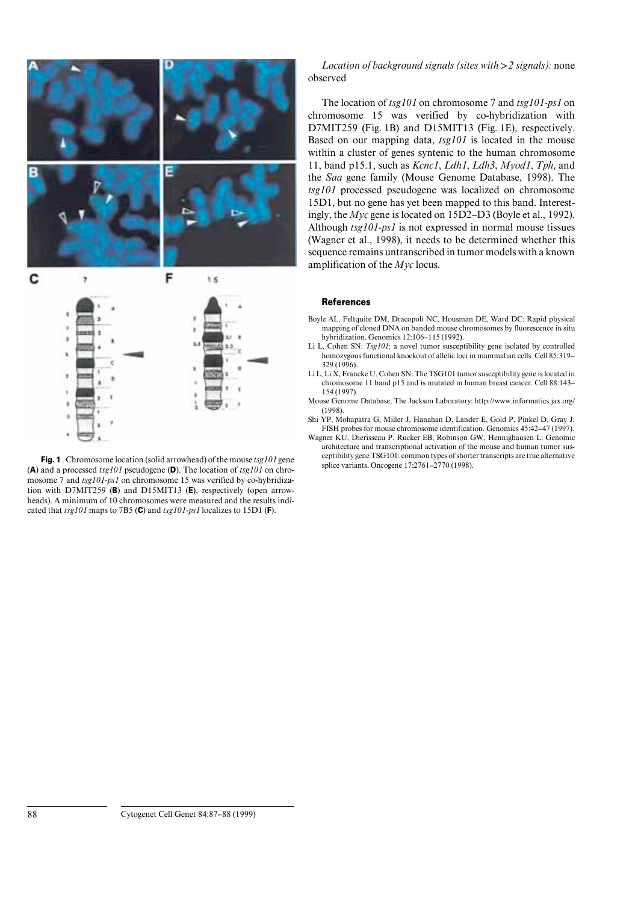**Fig. 1**. Chromosome location (solid arrowhead) of the mouse *tsg101* gene (**A**) and a processed *tsg101* pseudogene (**D**). The location of *tsg101* on chromosome 7 and *tsg101-ps1* on chromosome 15 was verified by co-hybridization with D7MIT259 (**B**) and D15MIT13 (**E**), respectively (open arrowheads). A minimum of 10 chromosomes were measured and the results indicated that *tsg101* maps to 7B5 (**C**) and *tsg101-ps1* localizes to 15D1 (**F**).

*Location of background signals (sites with >2 signals):* none observed

The location of *tsg101* on chromosome 7 and *tsg101-ps1* on chromosome 15 was verified by co-hybridization with D7MIT259 (Fig. 1B) and D15MIT13 (Fig. 1E), respectively. Based on our mapping data, *tsg101* is located in the mouse within a cluster of genes syntenic to the human chromosome 11, band p15.1, such as *Kcnc1*, *Ldh1*, *Ldh3*, *Myod1*, *Tph*, and the *Saa* gene family (Mouse Genome Database, 1998). The *tsg101* processed pseudogene was localized on chromosome 15D1, but no gene has yet been mapped to this band. Interestingly, the *Myc* gene is located on 15D2–D3 (Boyle et al., 1992). Although *tsg101-ps1* is not expressed in normal mouse tissues (Wagner et al., 1998), it needs to be determined whether this sequence remains untranscribed in tumor models with a known amplification of the *Myc* locus.

### References

Boyle AL, Feltquite DM, Dracopoli NC, Housman DE, Ward DC: Rapid physical mapping of cloned DNA on banded mouse chromosomes by fluorescence in situ hybridization. Genomics 12:106–115 (1992).

Li L, Cohen SN: *Tsg101*: a novel tumor susceptibility gene isolated by controlled homozygous functional knockout of allelic loci in mammalian cells. Cell 85:319–329 (1996).

Li L, Li X, Francke U, Cohen SN: The TSG101 tumor susceptibility gene is located in chromosome 11 band p15 and is mutated in human breast cancer. Cell 88:143–154 (1997).

Mouse Genome Database, The Jackson Laboratory: http://www.informatics.jax.org/ (1998).

Shi YP, Mohapatra G, Miller J, Hanahan D, Lander E, Gold P, Pinkel D, Gray J: FISH probes for mouse chromosome identification. Genomics 45:42–47 (1997).

Wagner KU, Dierisseau P, Rucker EB, Robinson GW, Hennighausen L: Genomic architecture and transcriptional activation of the mouse and human tumor susceptibility gene TSG101: common types of shorter transcripts are true alternative splice variants. Oncogene 17:2761–2770 (1998).